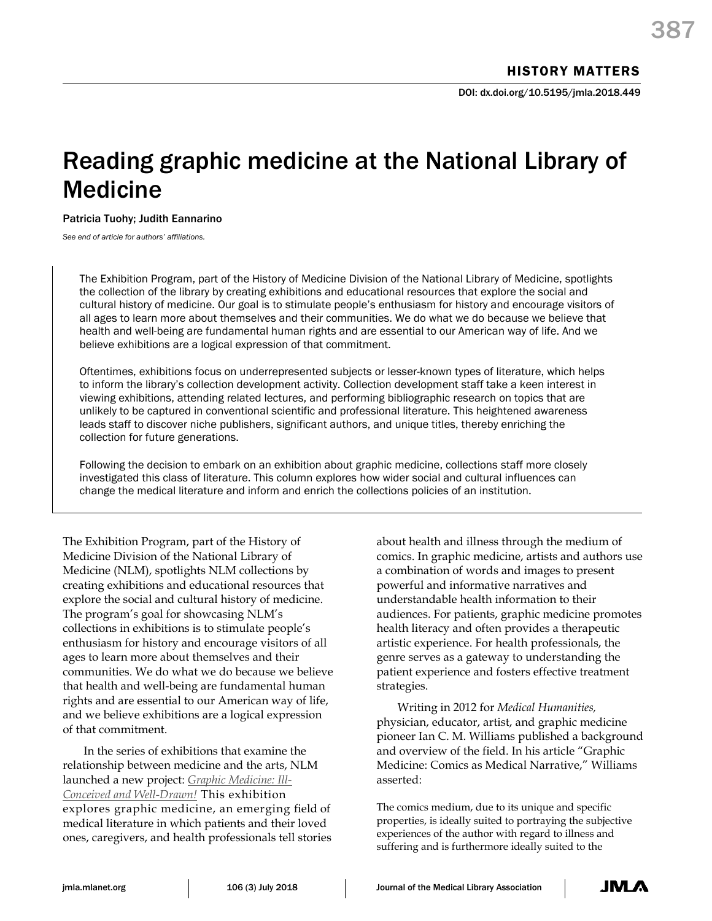HISTORY MATTERS

DOI: dx.doi.org/10.5195/jmla.2018.449

# Reading graphic medicine at the National Library of Medicine

Patricia Tuohy; Judith Eannarino

*See end of article for authors' affiliations.*

The Exhibition Program, part of the History of Medicine Division of the National Library of Medicine, spotlights the collection of the library by creating exhibitions and educational resources that explore the social and cultural history of medicine. Our goal is to stimulate people's enthusiasm for history and encourage visitors of all ages to learn more about themselves and their communities. We do what we do because we believe that health and well-being are fundamental human rights and are essential to our American way of life. And we believe exhibitions are a logical expression of that commitment.

Oftentimes, exhibitions focus on underrepresented subjects or lesser-known types of literature, which helps to inform the library's collection development activity. Collection development staff take a keen interest in viewing exhibitions, attending related lectures, and performing bibliographic research on topics that are unlikely to be captured in conventional scientific and professional literature. This heightened awareness leads staff to discover niche publishers, significant authors, and unique titles, thereby enriching the collection for future generations.

Following the decision to embark on an exhibition about graphic medicine, collections staff more closely investigated this class of literature. This column explores how wider social and cultural influences can change the medical literature and inform and enrich the collections policies of an institution.

The Exhibition Program, part of the History of Medicine Division of the National Library of Medicine (NLM), spotlights NLM collections by creating exhibitions and educational resources that explore the social and cultural history of medicine. The program's goal for showcasing NLM's collections in exhibitions is to stimulate people's enthusiasm for history and encourage visitors of all ages to learn more about themselves and their communities. We do what we do because we believe that health and well-being are fundamental human rights and are essential to our American way of life, and we believe exhibitions are a logical expression of that commitment.

In the series of exhibitions that examine the relationship between medicine and the arts, NLM launched a new project: *Graphic Medicine: Ill-Conceived and Well-Drawn!* This exhibition explores graphic medicine, an emerging field of medical literature in which patients and their loved ones, caregivers, and health professionals tell stories about health and illness through the medium of comics. In graphic medicine, artists and authors use a combination of words and images to present powerful and informative narratives and understandable health information to their audiences. For patients, graphic medicine promotes health literacy and often provides a therapeutic artistic experience. For health professionals, the genre serves as a gateway to understanding the patient experience and fosters effective treatment strategies.

Writing in 2012 for *Medical Humanities,* physician, educator, artist, and graphic medicine pioneer Ian C. M. Williams published a background and overview of the field. In his article "Graphic Medicine: Comics as Medical Narrative," Williams asserted:

> The comics medium, due to its unique and specific properties, is ideally suited to portraying the subjective experiences of the author with regard to illness and suffering and is furthermore ideally suited to the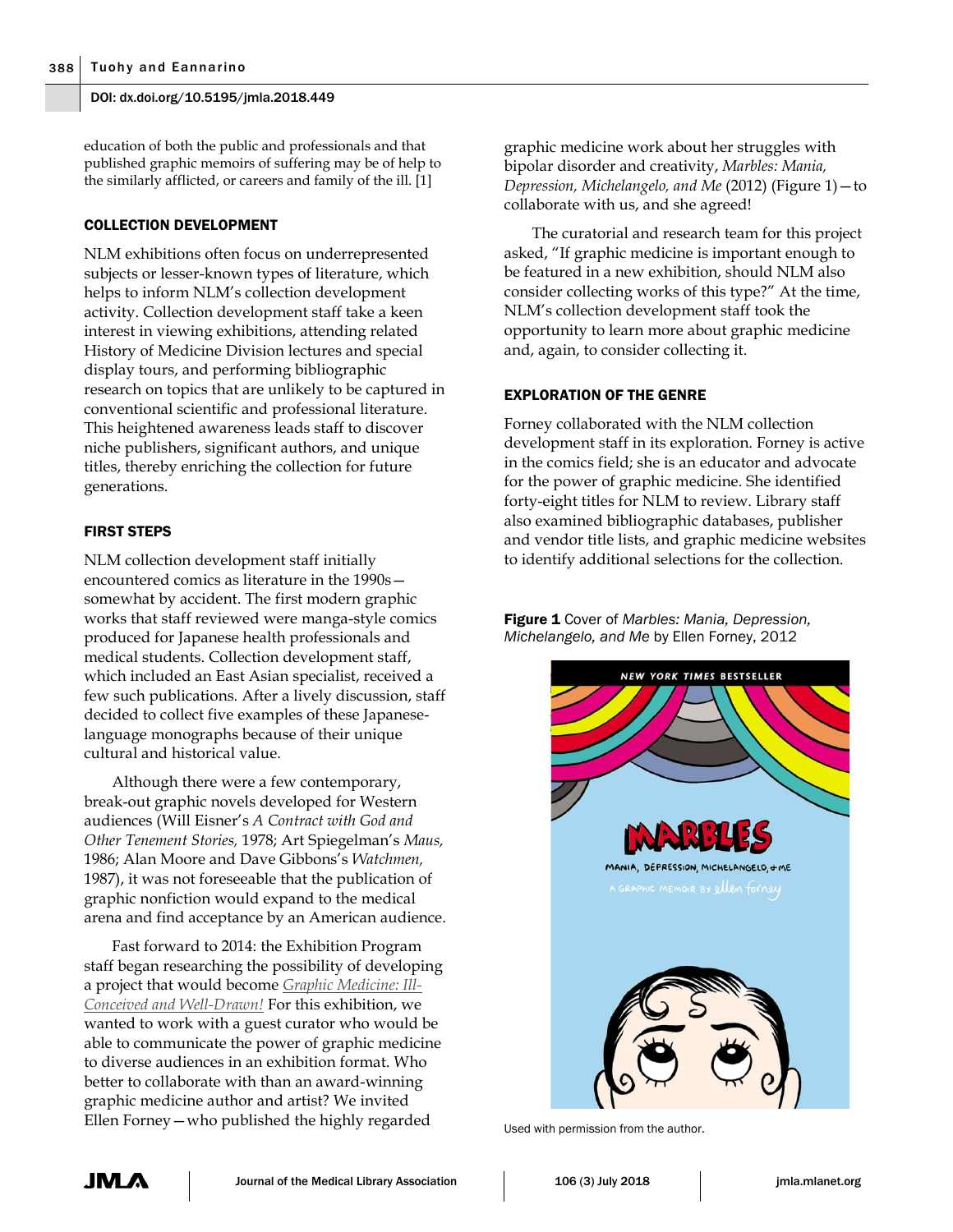education of both the public and professionals and that published graphic memoirs of suffering may be of help to the similarly afflicted, or careers and family of the ill. [1]

## COLLECTION DEVELOPMENT

NLM exhibitions often focus on underrepresented subjects or lesser-known types of literature, which helps to inform NLM's collection development activity. Collection development staff take a keen interest in viewing exhibitions, attending related History of Medicine Division lectures and special display tours, and performing bibliographic research on topics that are unlikely to be captured in conventional scientific and professional literature. This heightened awareness leads staff to discover niche publishers, significant authors, and unique titles, thereby enriching the collection for future generations.

## FIRST STEPS

NLM collection development staff initially encountered comics as literature in the 1990s—somewhat by accident. The first modern graphic works that staff reviewed were manga-style comics produced for Japanese health professionals and medical students. Collection development staff, which included an East Asian specialist, received a few such publications. After a lively discussion, staff decided to collect five examples of these Japanese-language monographs because of their unique cultural and historical value.

Although there were a few contemporary, break-out graphic novels developed for Western audiences (Will Eisner's *A Contract with God and Other Tenement Stories,* 1978; Art Spiegelman's *Maus,* 1986; Alan Moore and Dave Gibbons's *Watchmen,* 1987), it was not foreseeable that the publication of graphic nonfiction would expand to the medical arena and find acceptance by an American audience.

Fast forward to 2014: the Exhibition Program staff began researching the possibility of developing a project that would become *Graphic Medicine: Ill-Conceived and Well-Drawn!* For this exhibition, we wanted to work with a guest curator who would be able to communicate the power of graphic medicine to diverse audiences in an exhibition format. Who better to collaborate with than an award-winning graphic medicine author and artist? We invited Ellen Forney—who published the highly regarded graphic medicine work about her struggles with bipolar disorder and creativity, *Marbles: Mania, Depression, Michelangelo, and Me* (2012) (Figure 1)—to collaborate with us, and she agreed!

The curatorial and research team for this project asked, "If graphic medicine is important enough to be featured in a new exhibition, should NLM also consider collecting works of this type?" At the time, NLM's collection development staff took the opportunity to learn more about graphic medicine and, again, to consider collecting it.

## EXPLORATION OF THE GENRE

Forney collaborated with the NLM collection development staff in its exploration. Forney is active in the comics field; she is an educator and advocate for the power of graphic medicine. She identified forty-eight titles for NLM to review. Library staff also examined bibliographic databases, publisher and vendor title lists, and graphic medicine websites to identify additional selections for the collection.

**Figure 1** Cover of *Marbles: Mania, Depression, Michelangelo, and Me* by Ellen Forney, 2012

Used with permission from the author.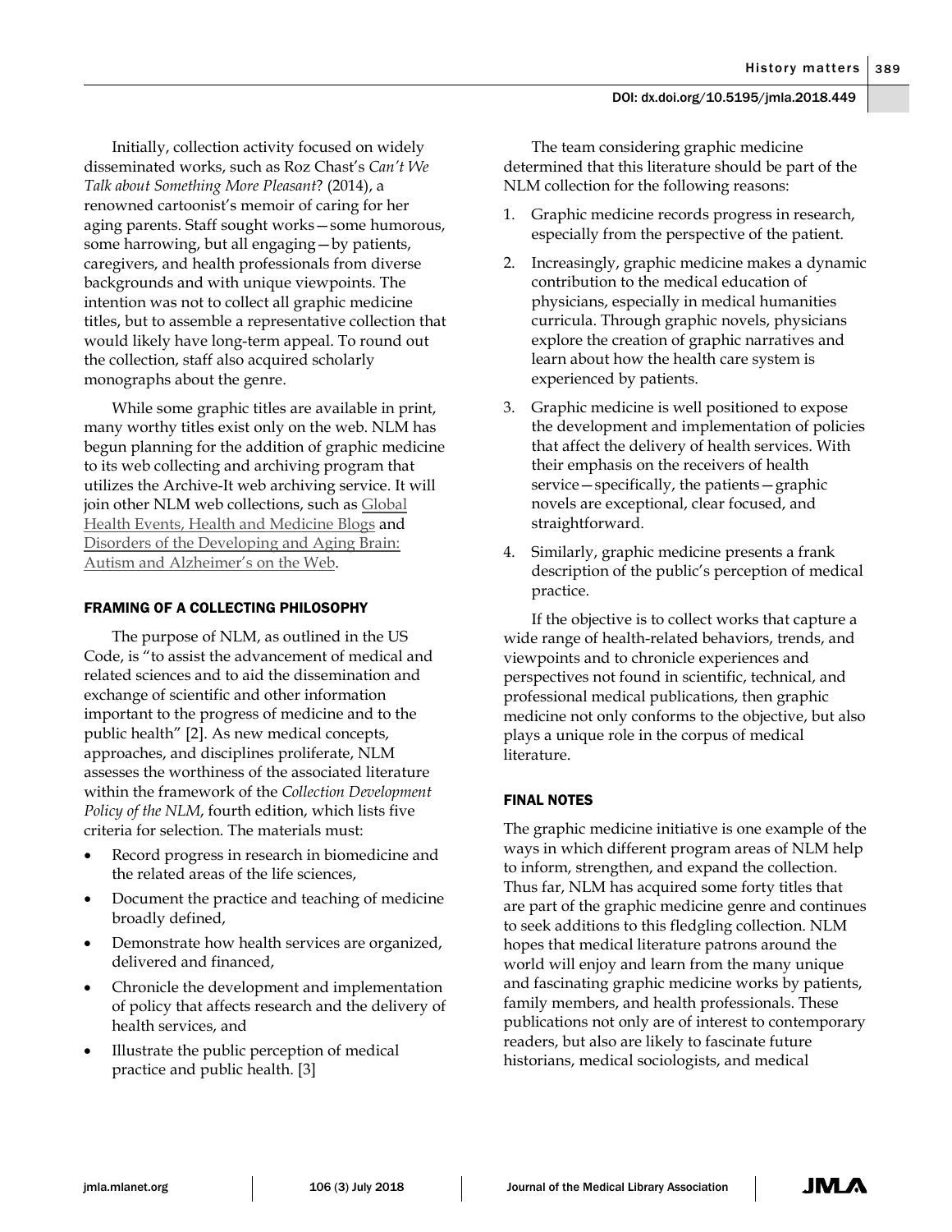Initially, collection activity focused on widely disseminated works, such as Roz Chast's *Can't We Talk about Something More Pleasant*? (2014), a renowned cartoonist's memoir of caring for her aging parents. Staff sought works—some humorous, some harrowing, but all engaging—by patients, caregivers, and health professionals from diverse backgrounds and with unique viewpoints. The intention was not to collect all graphic medicine titles, but to assemble a representative collection that would likely have long-term appeal. To round out the collection, staff also acquired scholarly monographs about the genre.

While some graphic titles are available in print, many worthy titles exist only on the web. NLM has begun planning for the addition of graphic medicine to its web collecting and archiving program that utilizes the Archive-It web archiving service. It will join other NLM web collections, such as Global Health Events, Health and Medicine Blogs and Disorders of the Developing and Aging Brain: Autism and Alzheimer's on the Web.

## FRAMING OF A COLLECTING PHILOSOPHY

The purpose of NLM, as outlined in the US Code, is "to assist the advancement of medical and related sciences and to aid the dissemination and exchange of scientific and other information important to the progress of medicine and to the public health" [2]. As new medical concepts, approaches, and disciplines proliferate, NLM assesses the worthiness of the associated literature within the framework of the *Collection Development Policy of the NLM*, fourth edition, which lists five criteria for selection. The materials must:

- Record progress in research in biomedicine and the related areas of the life sciences,
- Document the practice and teaching of medicine broadly defined,
- Demonstrate how health services are organized, delivered and financed,
- Chronicle the development and implementation of policy that affects research and the delivery of health services, and
- Illustrate the public perception of medical practice and public health. [3]

The team considering graphic medicine determined that this literature should be part of the NLM collection for the following reasons:

1. Graphic medicine records progress in research, especially from the perspective of the patient.
2. Increasingly, graphic medicine makes a dynamic contribution to the medical education of physicians, especially in medical humanities curricula. Through graphic novels, physicians explore the creation of graphic narratives and learn about how the health care system is experienced by patients.
3. Graphic medicine is well positioned to expose the development and implementation of policies that affect the delivery of health services. With their emphasis on the receivers of health service—specifically, the patients—graphic novels are exceptional, clear focused, and straightforward.
4. Similarly, graphic medicine presents a frank description of the public's perception of medical practice.

If the objective is to collect works that capture a wide range of health-related behaviors, trends, and viewpoints and to chronicle experiences and perspectives not found in scientific, technical, and professional medical publications, then graphic medicine not only conforms to the objective, but also plays a unique role in the corpus of medical literature.

## FINAL NOTES

The graphic medicine initiative is one example of the ways in which different program areas of NLM help to inform, strengthen, and expand the collection. Thus far, NLM has acquired some forty titles that are part of the graphic medicine genre and continues to seek additions to this fledgling collection. NLM hopes that medical literature patrons around the world will enjoy and learn from the many unique and fascinating graphic medicine works by patients, family members, and health professionals. These publications not only are of interest to contemporary readers, but also are likely to fascinate future historians, medical sociologists, and medical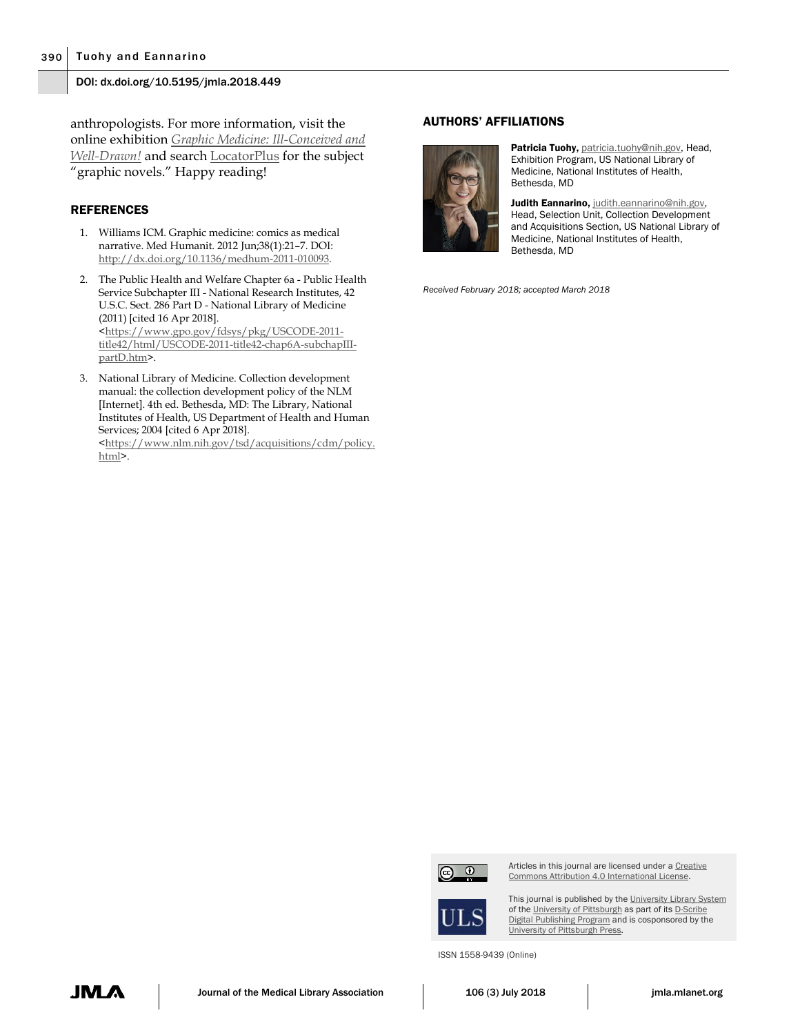anthropologists. For more information, visit the online exhibition *Graphic Medicine: Ill-Conceived and Well-Drawn!* and search LocatorPlus for the subject "graphic novels." Happy reading!

## REFERENCES

1. Williams ICM. Graphic medicine: comics as medical narrative. Med Humanit. 2012 Jun;38(1):21–7. DOI: http://dx.doi.org/10.1136/medhum-2011-010093.
2. The Public Health and Welfare Chapter 6a - Public Health Service Subchapter III - National Research Institutes, 42 U.S.C. Sect. 286 Part D - National Library of Medicine (2011) [cited 16 Apr 2018]. <https://www.gpo.gov/fdsys/pkg/USCODE-2011-title42/html/USCODE-2011-title42-chap6A-subchapIII-partD.htm>.
3. National Library of Medicine. Collection development manual: the collection development policy of the NLM [Internet]. 4th ed. Bethesda, MD: The Library, National Institutes of Health, US Department of Health and Human Services; 2004 [cited 6 Apr 2018]. <https://www.nlm.nih.gov/tsd/acquisitions/cdm/policy.html>.

## AUTHORS' AFFILIATIONS

**Patricia Tuohy,** patricia.tuohy@nih.gov, Head, Exhibition Program, US National Library of Medicine, National Institutes of Health, Bethesda, MD

**Judith Eannarino,** judith.eannarino@nih.gov, Head, Selection Unit, Collection Development and Acquisitions Section, US National Library of Medicine, National Institutes of Health, Bethesda, MD

*Received February 2018; accepted March 2018*

Articles in this journal are licensed under a Creative Commons Attribution 4.0 International License.

This journal is published by the University Library System of the University of Pittsburgh as part of its D-Scribe Digital Publishing Program and is cosponsored by the University of Pittsburgh Press.

ISSN 1558-9439 (Online)